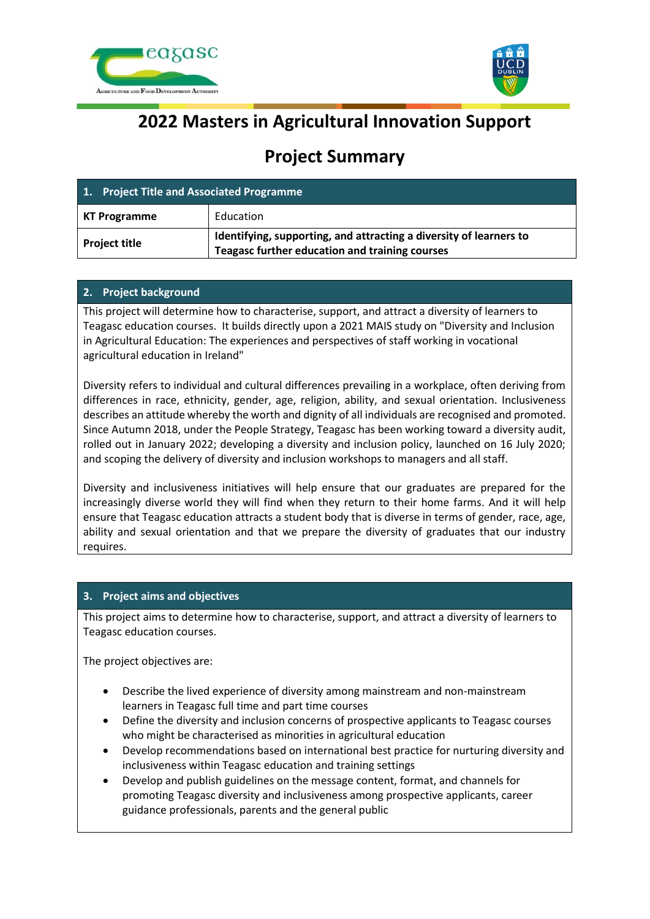# 2022 Masters in Agricultural Innovation Support

## Project Summary

| 1. Project Title and Associated Programme | |
|---|---|
| **KT Programme** | Education |
| **Project title** | **Identifying, supporting, and attracting a diversity of learners to Teagasc further education and training courses** |

### 2. Project background

This project will determine how to characterise, support, and attract a diversity of learners to Teagasc education courses. It builds directly upon a 2021 MAIS study on "Diversity and Inclusion in Agricultural Education: The experiences and perspectives of staff working in vocational agricultural education in Ireland"

Diversity refers to individual and cultural differences prevailing in a workplace, often deriving from differences in race, ethnicity, gender, age, religion, ability, and sexual orientation. Inclusiveness describes an attitude whereby the worth and dignity of all individuals are recognised and promoted. Since Autumn 2018, under the People Strategy, Teagasc has been working toward a diversity audit, rolled out in January 2022; developing a diversity and inclusion policy, launched on 16 July 2020; and scoping the delivery of diversity and inclusion workshops to managers and all staff.

Diversity and inclusiveness initiatives will help ensure that our graduates are prepared for the increasingly diverse world they will find when they return to their home farms. And it will help ensure that Teagasc education attracts a student body that is diverse in terms of gender, race, age, ability and sexual orientation and that we prepare the diversity of graduates that our industry requires.

### 3. Project aims and objectives

This project aims to determine how to characterise, support, and attract a diversity of learners to Teagasc education courses.

The project objectives are:

- Describe the lived experience of diversity among mainstream and non-mainstream learners in Teagasc full time and part time courses
- Define the diversity and inclusion concerns of prospective applicants to Teagasc courses who might be characterised as minorities in agricultural education
- Develop recommendations based on international best practice for nurturing diversity and inclusiveness within Teagasc education and training settings
- Develop and publish guidelines on the message content, format, and channels for promoting Teagasc diversity and inclusiveness among prospective applicants, career guidance professionals, parents and the general public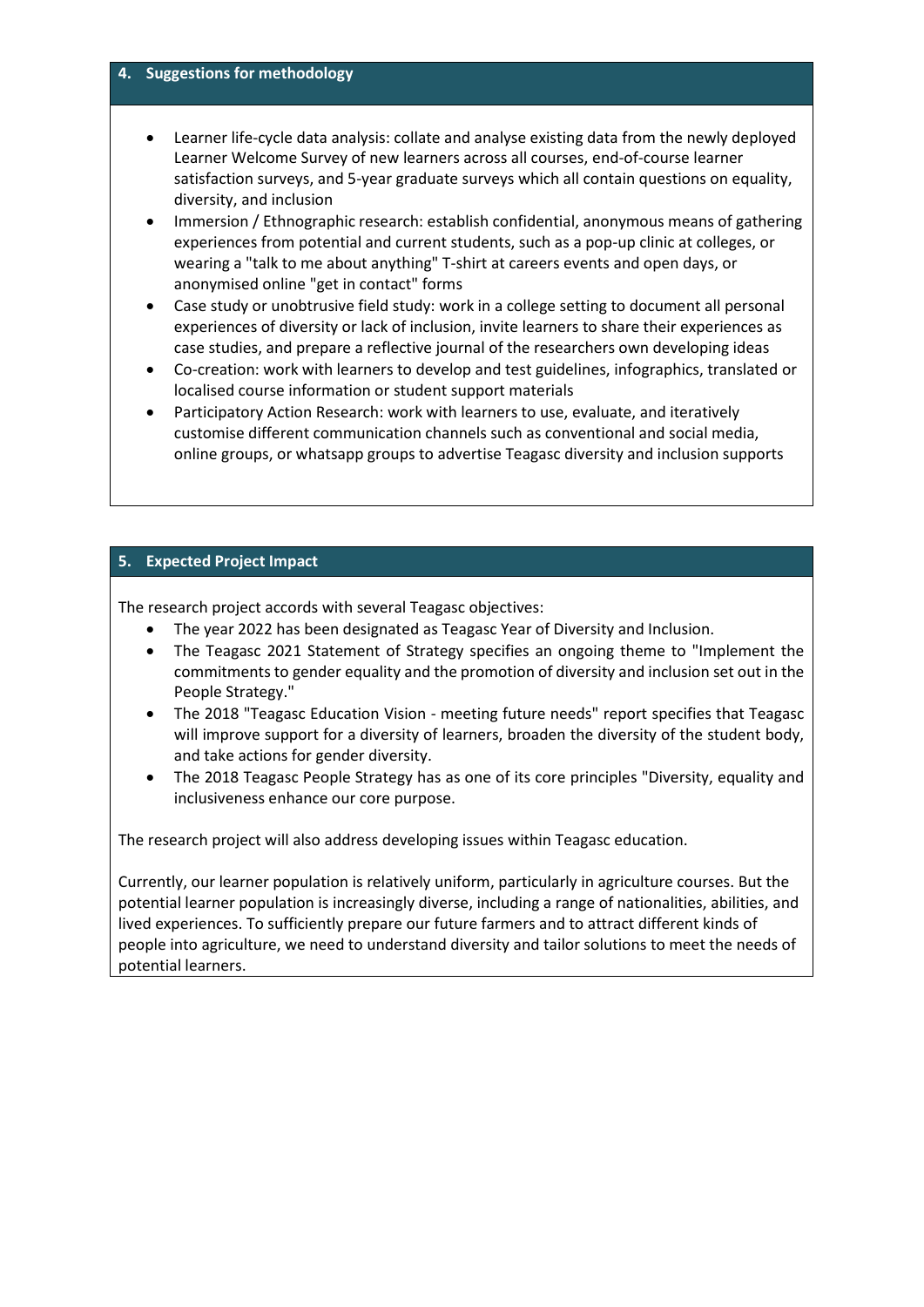## 4. Suggestions for methodology

- Learner life-cycle data analysis: collate and analyse existing data from the newly deployed Learner Welcome Survey of new learners across all courses, end-of-course learner satisfaction surveys, and 5-year graduate surveys which all contain questions on equality, diversity, and inclusion
- Immersion / Ethnographic research: establish confidential, anonymous means of gathering experiences from potential and current students, such as a pop-up clinic at colleges, or wearing a "talk to me about anything" T-shirt at careers events and open days, or anonymised online "get in contact" forms
- Case study or unobtrusive field study: work in a college setting to document all personal experiences of diversity or lack of inclusion, invite learners to share their experiences as case studies, and prepare a reflective journal of the researchers own developing ideas
- Co-creation: work with learners to develop and test guidelines, infographics, translated or localised course information or student support materials
- Participatory Action Research: work with learners to use, evaluate, and iteratively customise different communication channels such as conventional and social media, online groups, or whatsapp groups to advertise Teagasc diversity and inclusion supports

## 5. Expected Project Impact

The research project accords with several Teagasc objectives:

- The year 2022 has been designated as Teagasc Year of Diversity and Inclusion.
- The Teagasc 2021 Statement of Strategy specifies an ongoing theme to "Implement the commitments to gender equality and the promotion of diversity and inclusion set out in the People Strategy."
- The 2018 "Teagasc Education Vision - meeting future needs" report specifies that Teagasc will improve support for a diversity of learners, broaden the diversity of the student body, and take actions for gender diversity.
- The 2018 Teagasc People Strategy has as one of its core principles "Diversity, equality and inclusiveness enhance our core purpose.

The research project will also address developing issues within Teagasc education.

Currently, our learner population is relatively uniform, particularly in agriculture courses. But the potential learner population is increasingly diverse, including a range of nationalities, abilities, and lived experiences. To sufficiently prepare our future farmers and to attract different kinds of people into agriculture, we need to understand diversity and tailor solutions to meet the needs of potential learners.